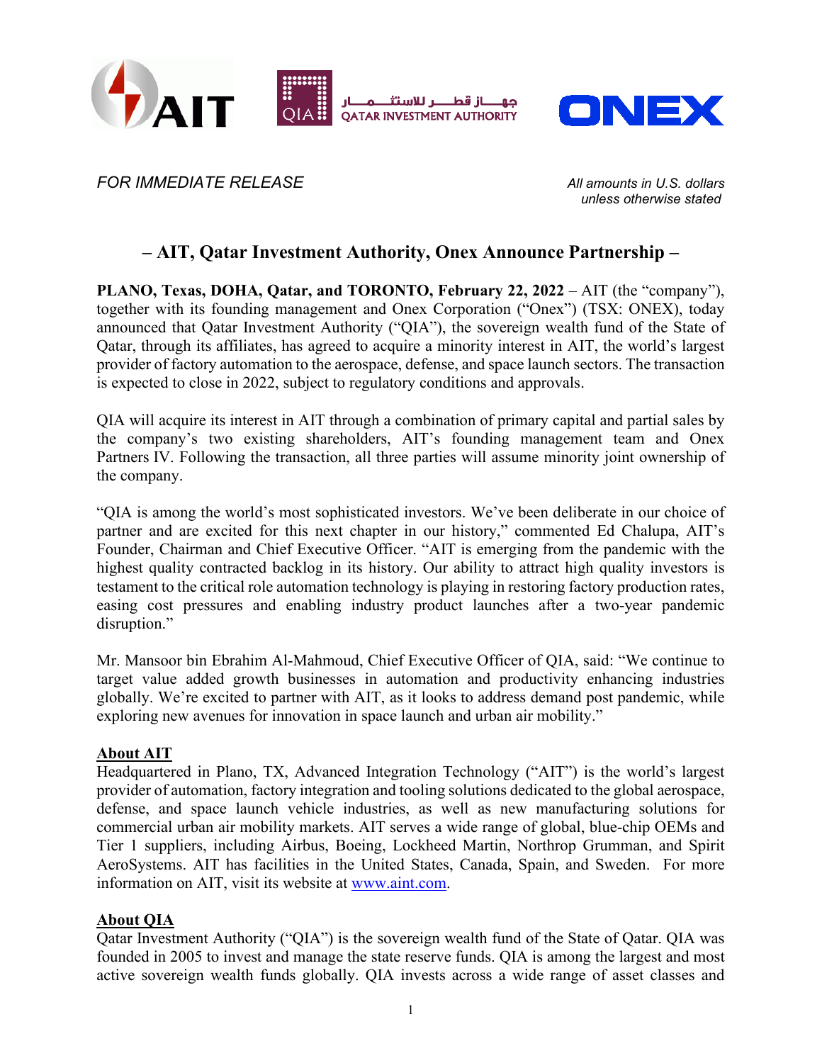*FOR IMMEDIATE RELEASE*

*All amounts in U.S. dollars unless otherwise stated*

# – AIT, Qatar Investment Authority, Onex Announce Partnership –

**PLANO, Texas, DOHA, Qatar, and TORONTO, February 22, 2022** – AIT (the "company"), together with its founding management and Onex Corporation ("Onex") (TSX: ONEX), today announced that Qatar Investment Authority ("QIA"), the sovereign wealth fund of the State of Qatar, through its affiliates, has agreed to acquire a minority interest in AIT, the world's largest provider of factory automation to the aerospace, defense, and space launch sectors. The transaction is expected to close in 2022, subject to regulatory conditions and approvals.

QIA will acquire its interest in AIT through a combination of primary capital and partial sales by the company's two existing shareholders, AIT's founding management team and Onex Partners IV. Following the transaction, all three parties will assume minority joint ownership of the company.

"QIA is among the world's most sophisticated investors. We've been deliberate in our choice of partner and are excited for this next chapter in our history," commented Ed Chalupa, AIT's Founder, Chairman and Chief Executive Officer. "AIT is emerging from the pandemic with the highest quality contracted backlog in its history. Our ability to attract high quality investors is testament to the critical role automation technology is playing in restoring factory production rates, easing cost pressures and enabling industry product launches after a two-year pandemic disruption."

Mr. Mansoor bin Ebrahim Al-Mahmoud, Chief Executive Officer of QIA, said: "We continue to target value added growth businesses in automation and productivity enhancing industries globally. We're excited to partner with AIT, as it looks to address demand post pandemic, while exploring new avenues for innovation in space launch and urban air mobility."

## About AIT

Headquartered in Plano, TX, Advanced Integration Technology ("AIT") is the world's largest provider of automation, factory integration and tooling solutions dedicated to the global aerospace, defense, and space launch vehicle industries, as well as new manufacturing solutions for commercial urban air mobility markets. AIT serves a wide range of global, blue-chip OEMs and Tier 1 suppliers, including Airbus, Boeing, Lockheed Martin, Northrop Grumman, and Spirit AeroSystems. AIT has facilities in the United States, Canada, Spain, and Sweden. For more information on AIT, visit its website at www.aint.com.

## About QIA

Qatar Investment Authority ("QIA") is the sovereign wealth fund of the State of Qatar. QIA was founded in 2005 to invest and manage the state reserve funds. QIA is among the largest and most active sovereign wealth funds globally. QIA invests across a wide range of asset classes and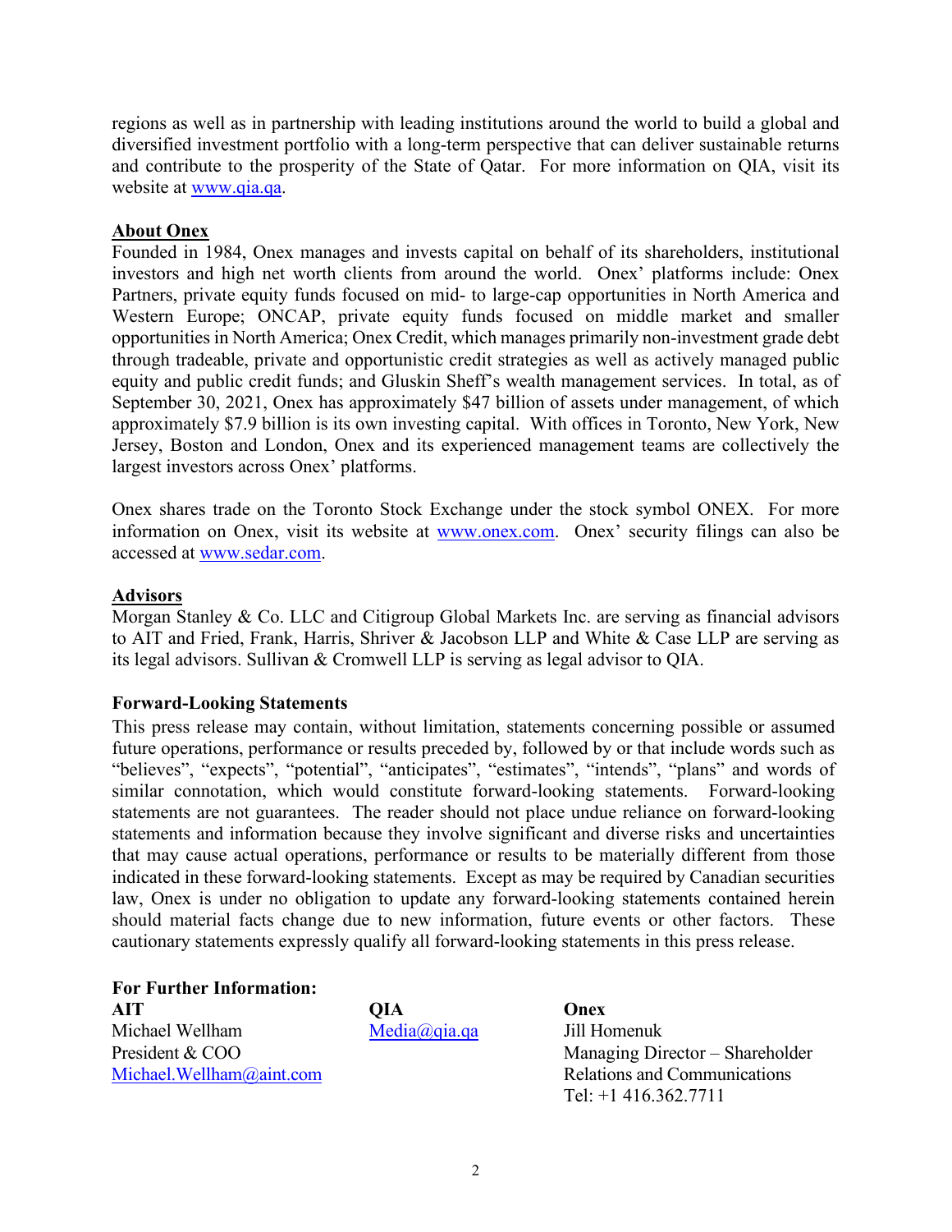regions as well as in partnership with leading institutions around the world to build a global and diversified investment portfolio with a long-term perspective that can deliver sustainable returns and contribute to the prosperity of the State of Qatar. For more information on QIA, visit its website at www.qia.qa.

**About Onex**

Founded in 1984, Onex manages and invests capital on behalf of its shareholders, institutional investors and high net worth clients from around the world. Onex' platforms include: Onex Partners, private equity funds focused on mid- to large-cap opportunities in North America and Western Europe; ONCAP, private equity funds focused on middle market and smaller opportunities in North America; Onex Credit, which manages primarily non-investment grade debt through tradeable, private and opportunistic credit strategies as well as actively managed public equity and public credit funds; and Gluskin Sheff's wealth management services. In total, as of September 30, 2021, Onex has approximately $47 billion of assets under management, of which approximately $7.9 billion is its own investing capital. With offices in Toronto, New York, New Jersey, Boston and London, Onex and its experienced management teams are collectively the largest investors across Onex' platforms.

Onex shares trade on the Toronto Stock Exchange under the stock symbol ONEX. For more information on Onex, visit its website at www.onex.com. Onex' security filings can also be accessed at www.sedar.com.

**Advisors**

Morgan Stanley & Co. LLC and Citigroup Global Markets Inc. are serving as financial advisors to AIT and Fried, Frank, Harris, Shriver & Jacobson LLP and White & Case LLP are serving as its legal advisors. Sullivan & Cromwell LLP is serving as legal advisor to QIA.

**Forward-Looking Statements**

This press release may contain, without limitation, statements concerning possible or assumed future operations, performance or results preceded by, followed by or that include words such as "believes", "expects", "potential", "anticipates", "estimates", "intends", "plans" and words of similar connotation, which would constitute forward-looking statements. Forward-looking statements are not guarantees. The reader should not place undue reliance on forward-looking statements and information because they involve significant and diverse risks and uncertainties that may cause actual operations, performance or results to be materially different from those indicated in these forward-looking statements. Except as may be required by Canadian securities law, Onex is under no obligation to update any forward-looking statements contained herein should material facts change due to new information, future events or other factors. These cautionary statements expressly qualify all forward-looking statements in this press release.

**For Further Information:**

**AIT**
Michael Wellham
President & COO
Michael.Wellham@aint.com

**QIA**
Media@qia.qa

**Onex**
Jill Homenuk
Managing Director – Shareholder Relations and Communications
Tel: +1 416.362.7711